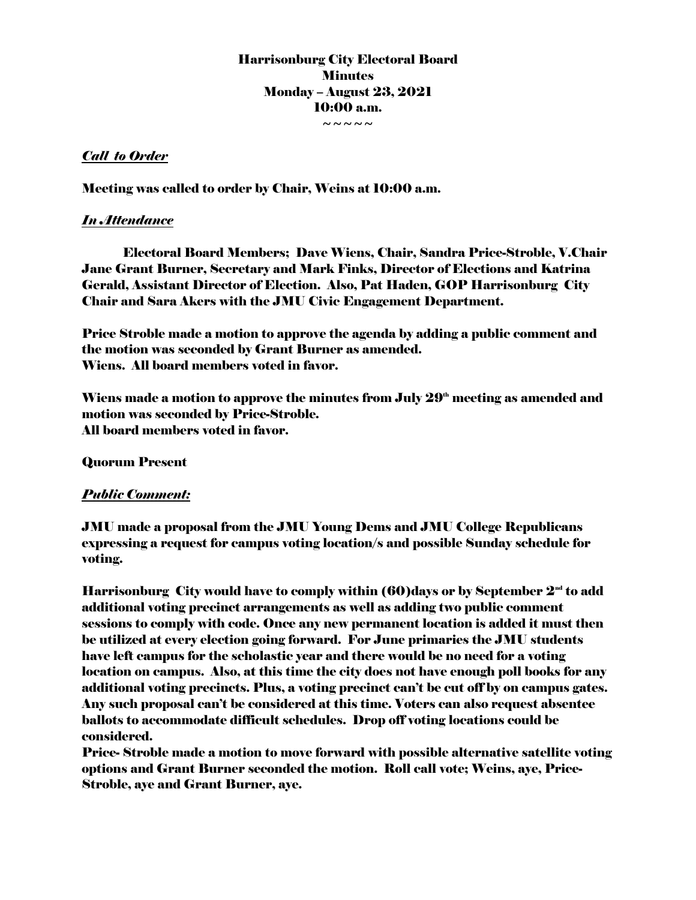# Harrisonburg City Electoral Board
## Minutes
## Monday – August 23, 2021
## 10:00 a.m.

~~~~~

***Call to Order***

**Meeting was called to order by Chair, Weins at 10:00 a.m.**

***In Attendance***

**Electoral Board Members; Dave Wiens, Chair, Sandra Price-Stroble, V.Chair Jane Grant Burner, Secretary and Mark Finks, Director of Elections and Katrina Gerald, Assistant Director of Election. Also, Pat Haden, GOP Harrisonburg City Chair and Sara Akers with the JMU Civic Engagement Department.**

**Price Stroble made a motion to approve the agenda by adding a public comment and the motion was seconded by Grant Burner as amended.**
**Wiens. All board members voted in favor.**

**Wiens made a motion to approve the minutes from July 29th meeting as amended and motion was seconded by Price-Stroble.**
**All board members voted in favor.**

**Quorum Present**

***Public Comment:***

**JMU made a proposal from the JMU Young Dems and JMU College Republicans expressing a request for campus voting location/s and possible Sunday schedule for voting.**

**Harrisonburg City would have to comply within (60)days or by September 2nd to add additional voting precinct arrangements as well as adding two public comment sessions to comply with code. Once any new permanent location is added it must then be utilized at every election going forward. For June primaries the JMU students have left campus for the scholastic year and there would be no need for a voting location on campus. Also, at this time the city does not have enough poll books for any additional voting precincts. Plus, a voting precinct can't be cut off by on campus gates. Any such proposal can't be considered at this time. Voters can also request absentee ballots to accommodate difficult schedules. Drop off voting locations could be considered.**

**Price- Stroble made a motion to move forward with possible alternative satellite voting options and Grant Burner seconded the motion. Roll call vote; Weins, aye, Price-Stroble, aye and Grant Burner, aye.**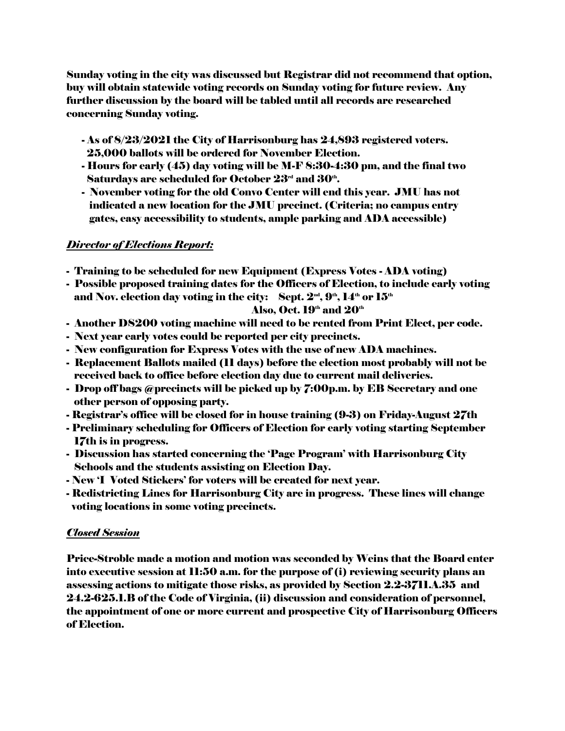**Sunday voting in the city was discussed but Registrar did not recommend that option, buy will obtain statewide voting records on Sunday voting for future review. Any further discussion by the board will be tabled until all records are researched concerning Sunday voting.**

- **As of 8/23/2021 the City of Harrisonburg has 24,893 registered voters. 25,000 ballots will be ordered for November Election.**
- **Hours for early (45) day voting will be M-F 8:30-4:30 pm, and the final two Saturdays are scheduled for October 23rd and 30th.**
- **November voting for the old Convo Center will end this year. JMU has not indicated a new location for the JMU precinct. (Criteria; no campus entry gates, easy accessibility to students, ample parking and ADA accessible)**

## ***Director of Elections Report:***

- **Training to be scheduled for new Equipment (Express Votes - ADA voting)**
- **Possible proposed training dates for the Officers of Election, to include early voting and Nov. election day voting in the city: Sept. 2nd, 9th, 14th or 15th Also, Oct. 19th and 20th**
- **Another DS200 voting machine will need to be rented from Print Elect, per code.**
- **Next year early votes could be reported per city precincts.**
- **New configuration for Express Votes with the use of new ADA machines.**
- **Replacement Ballots mailed (11 days) before the election most probably will not be received back to office before election day due to current mail deliveries.**
- **Drop off bags @precincts will be picked up by 7:00p.m. by EB Secretary and one other person of opposing party.**
- **Registrar's office will be closed for in house training (9-3) on Friday-August 27th**
- **Preliminary scheduling for Officers of Election for early voting starting September 17th is in progress.**
- **Discussion has started concerning the 'Page Program' with Harrisonburg City Schools and the students assisting on Election Day.**
- **New 'I Voted Stickers' for voters will be created for next year.**
- **Redistricting Lines for Harrisonburg City are in progress. These lines will change voting locations in some voting precincts.**

## ***Closed Session***

**Price-Stroble made a motion and motion was seconded by Weins that the Board enter into executive session at 11:50 a.m. for the purpose of (i) reviewing security plans an assessing actions to mitigate those risks, as provided by Section 2.2-3711.A.35 and 24.2-625.1.B of the Code of Virginia, (ii) discussion and consideration of personnel, the appointment of one or more current and prospective City of Harrisonburg Officers of Election.**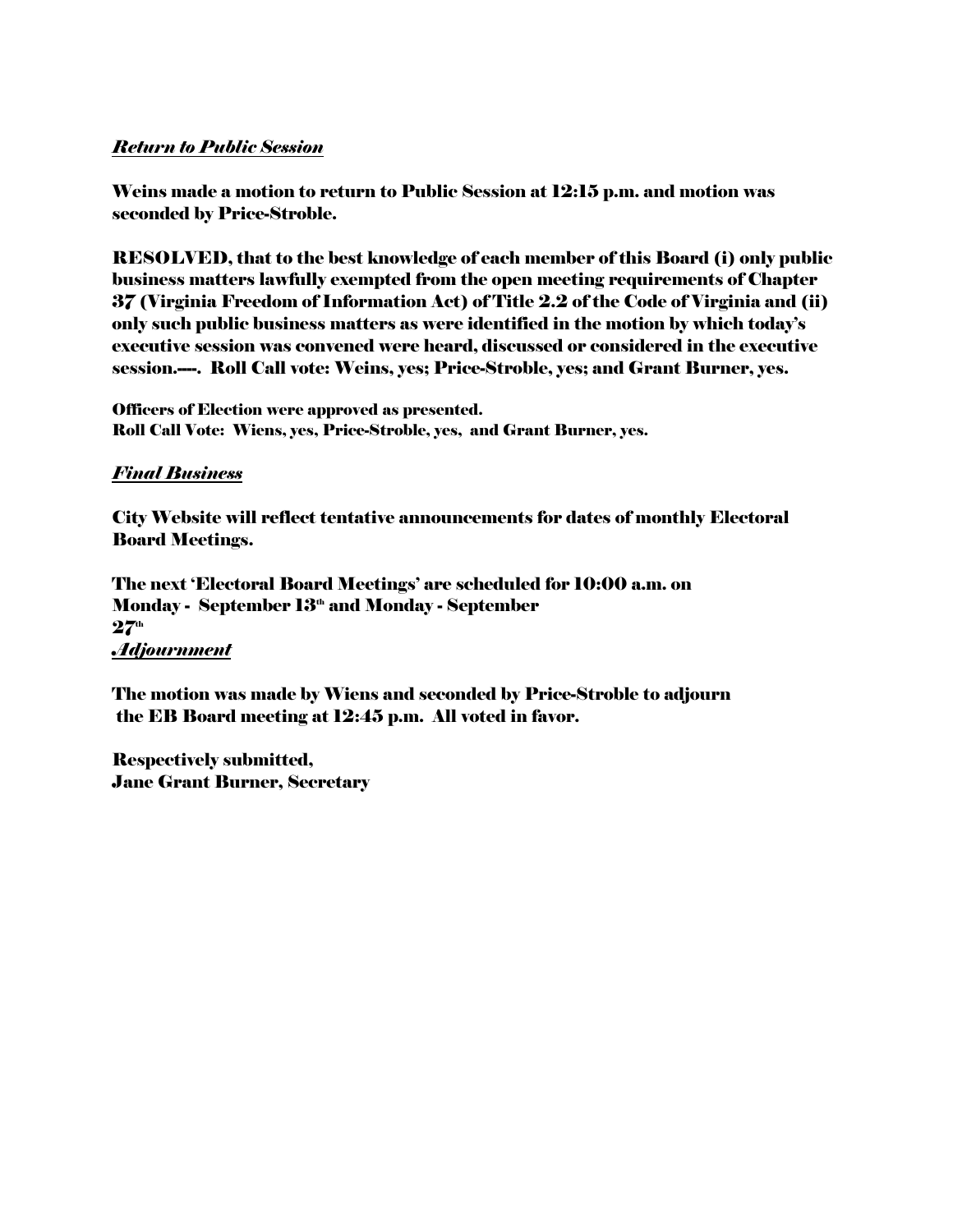***Return to Public Session***

**Weins made a motion to return to Public Session at 12:15 p.m. and motion was seconded by Price-Stroble.**

**RESOLVED, that to the best knowledge of each member of this Board (i) only public business matters lawfully exempted from the open meeting requirements of Chapter 37 (Virginia Freedom of Information Act) of Title 2.2 of the Code of Virginia and (ii) only such public business matters as were identified in the motion by which today's executive session was convened were heard, discussed or considered in the executive session.----. Roll Call vote: Weins, yes; Price-Stroble, yes; and Grant Burner, yes.**

**Officers of Election were approved as presented.**
**Roll Call Vote: Wiens, yes, Price-Stroble, yes, and Grant Burner, yes.**

***Final Business***

**City Website will reflect tentative announcements for dates of monthly Electoral Board Meetings.**

**The next 'Electoral Board Meetings' are scheduled for 10:00 a.m. on Monday - September 13th and Monday - September 27th**

***Adjournment***

**The motion was made by Wiens and seconded by Price-Stroble to adjourn the EB Board meeting at 12:45 p.m. All voted in favor.**

**Respectively submitted,**
**Jane Grant Burner, Secretary**